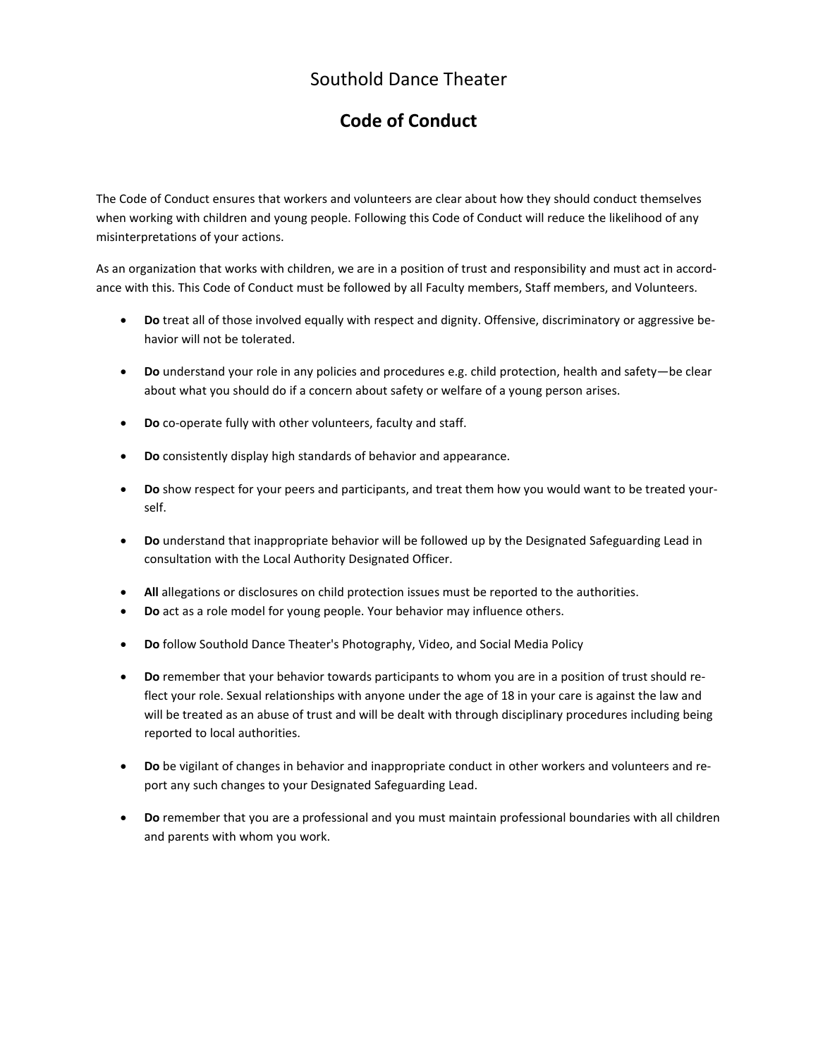# Southold Dance Theater

## Code of Conduct

The Code of Conduct ensures that workers and volunteers are clear about how they should conduct themselves when working with children and young people. Following this Code of Conduct will reduce the likelihood of any misinterpretations of your actions.

As an organization that works with children, we are in a position of trust and responsibility and must act in accordance with this. This Code of Conduct must be followed by all Faculty members, Staff members, and Volunteers.

- **Do** treat all of those involved equally with respect and dignity. Offensive, discriminatory or aggressive behavior will not be tolerated.
- **Do** understand your role in any policies and procedures e.g. child protection, health and safety—be clear about what you should do if a concern about safety or welfare of a young person arises.
- **Do** co-operate fully with other volunteers, faculty and staff.
- **Do** consistently display high standards of behavior and appearance.
- **Do** show respect for your peers and participants, and treat them how you would want to be treated yourself.
- **Do** understand that inappropriate behavior will be followed up by the Designated Safeguarding Lead in consultation with the Local Authority Designated Officer.
- **All** allegations or disclosures on child protection issues must be reported to the authorities.
- **Do** act as a role model for young people. Your behavior may influence others.
- **Do** follow Southold Dance Theater's Photography, Video, and Social Media Policy
- **Do** remember that your behavior towards participants to whom you are in a position of trust should reflect your role. Sexual relationships with anyone under the age of 18 in your care is against the law and will be treated as an abuse of trust and will be dealt with through disciplinary procedures including being reported to local authorities.
- **Do** be vigilant of changes in behavior and inappropriate conduct in other workers and volunteers and report any such changes to your Designated Safeguarding Lead.
- **Do** remember that you are a professional and you must maintain professional boundaries with all children and parents with whom you work.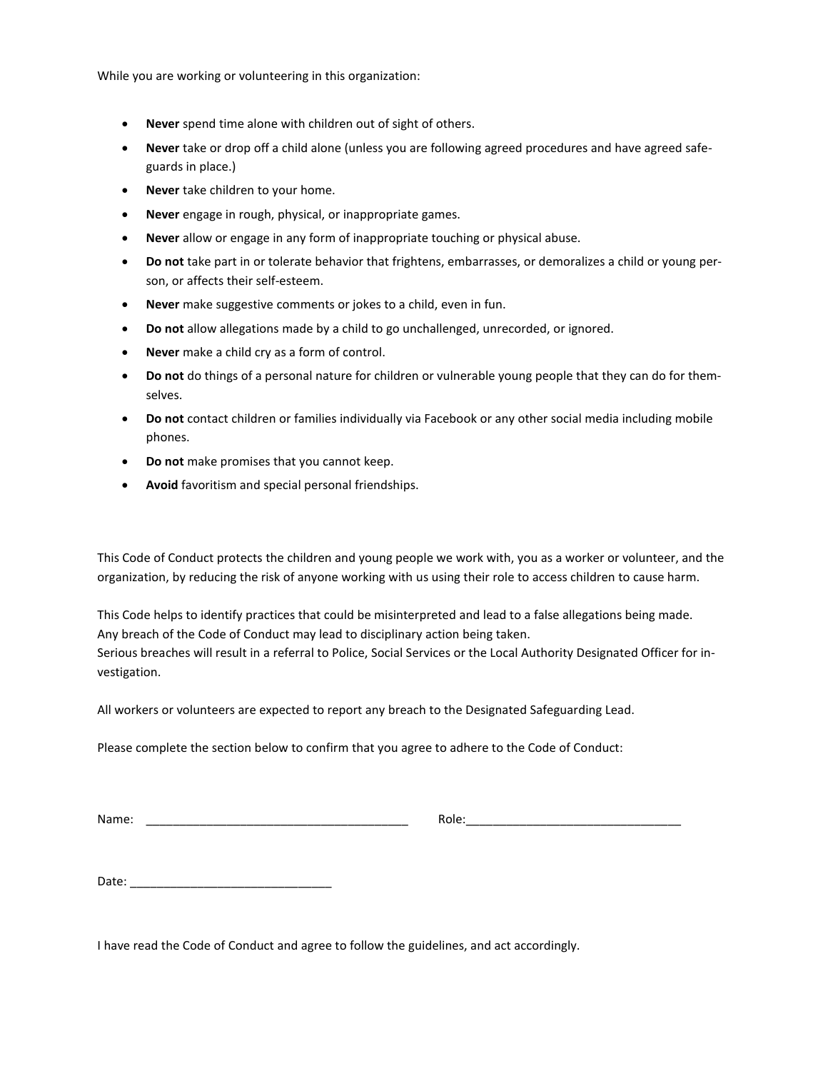While you are working or volunteering in this organization:

- **Never** spend time alone with children out of sight of others.
- **Never** take or drop off a child alone (unless you are following agreed procedures and have agreed safeguards in place.)
- **Never** take children to your home.
- **Never** engage in rough, physical, or inappropriate games.
- **Never** allow or engage in any form of inappropriate touching or physical abuse.
- **Do not** take part in or tolerate behavior that frightens, embarrasses, or demoralizes a child or young person, or affects their self-esteem.
- **Never** make suggestive comments or jokes to a child, even in fun.
- **Do not** allow allegations made by a child to go unchallenged, unrecorded, or ignored.
- **Never** make a child cry as a form of control.
- **Do not** do things of a personal nature for children or vulnerable young people that they can do for themselves.
- **Do not** contact children or families individually via Facebook or any other social media including mobile phones.
- **Do not** make promises that you cannot keep.
- **Avoid** favoritism and special personal friendships.

This Code of Conduct protects the children and young people we work with, you as a worker or volunteer, and the organization, by reducing the risk of anyone working with us using their role to access children to cause harm.

This Code helps to identify practices that could be misinterpreted and lead to a false allegations being made.
Any breach of the Code of Conduct may lead to disciplinary action being taken.
Serious breaches will result in a referral to Police, Social Services or the Local Authority Designated Officer for investigation.

All workers or volunteers are expected to report any breach to the Designated Safeguarding Lead.

Please complete the section below to confirm that you agree to adhere to the Code of Conduct:

Name: ________________________________________ Role:________________________________

Date: ______________________________

I have read the Code of Conduct and agree to follow the guidelines, and act accordingly.